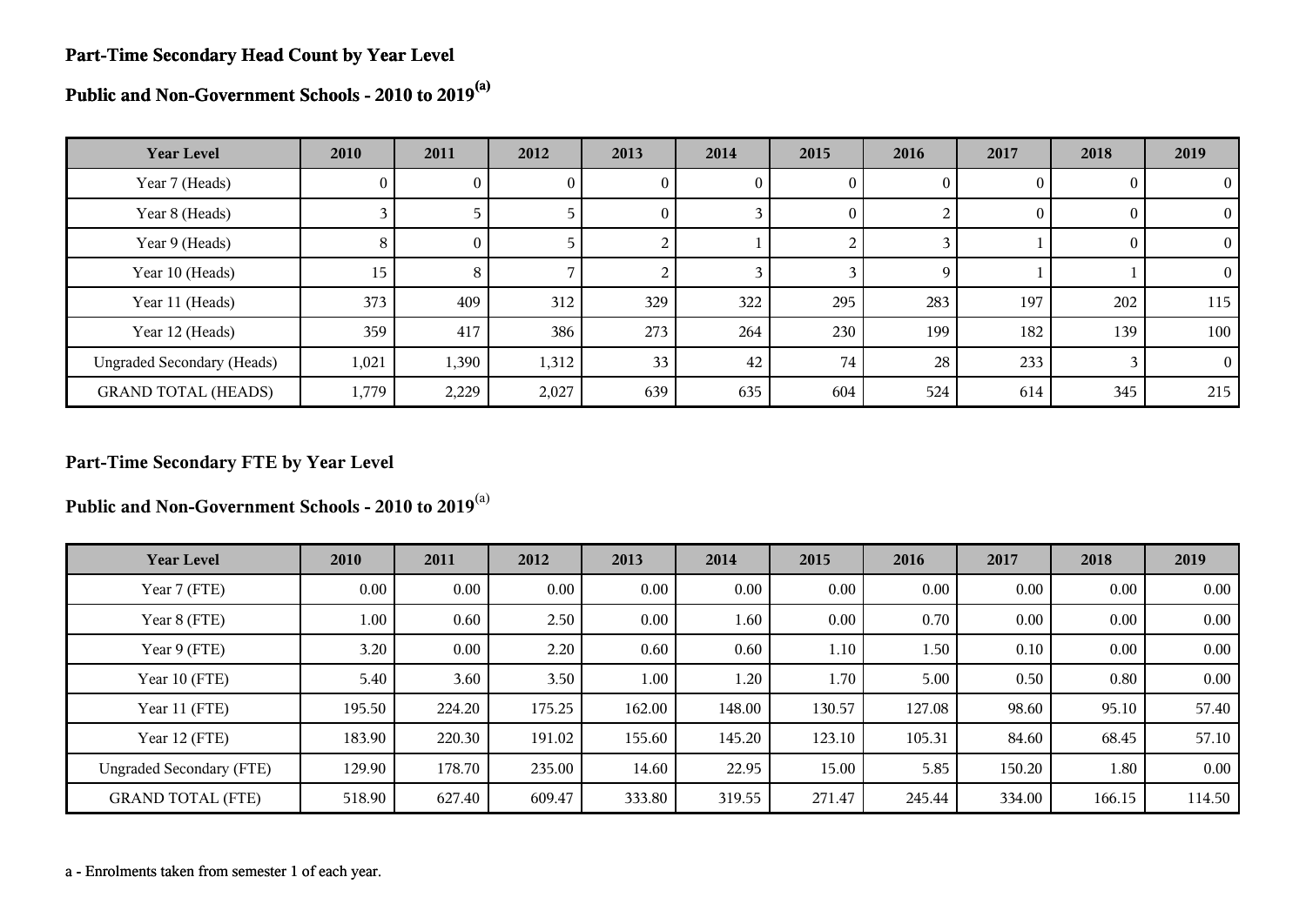## Part-Time Secondary Head Count by Year Level

## Public and Non-Government Schools - 2010 to 2019[(a)]

| Year Level | 2010 | 2011 | 2012 | 2013 | 2014 | 2015 | 2016 | 2017 | 2018 | 2019 |
|---|---|---|---|---|---|---|---|---|---|---|
| Year 7 (Heads) | 0 | 0 | 0 | 0 | 0 | 0 | 0 | 0 | 0 | 0 |
| Year 8 (Heads) | 3 | 5 | 5 | 0 | 3 | 0 | 2 | 0 | 0 | 0 |
| Year 9 (Heads) | 8 | 0 | 5 | 2 | 1 | 2 | 3 | 1 | 0 | 0 |
| Year 10 (Heads) | 15 | 8 | 7 | 2 | 3 | 3 | 9 | 1 | 1 | 0 |
| Year 11 (Heads) | 373 | 409 | 312 | 329 | 322 | 295 | 283 | 197 | 202 | 115 |
| Year 12 (Heads) | 359 | 417 | 386 | 273 | 264 | 230 | 199 | 182 | 139 | 100 |
| Ungraded Secondary (Heads) | 1,021 | 1,390 | 1,312 | 33 | 42 | 74 | 28 | 233 | 3 | 0 |
| GRAND TOTAL (HEADS) | 1,779 | 2,229 | 2,027 | 639 | 635 | 604 | 524 | 614 | 345 | 215 |

## Part-Time Secondary FTE by Year Level

## Public and Non-Government Schools - 2010 to 2019[(a)]

| Year Level | 2010 | 2011 | 2012 | 2013 | 2014 | 2015 | 2016 | 2017 | 2018 | 2019 |
|---|---|---|---|---|---|---|---|---|---|---|
| Year 7 (FTE) | 0.00 | 0.00 | 0.00 | 0.00 | 0.00 | 0.00 | 0.00 | 0.00 | 0.00 | 0.00 |
| Year 8 (FTE) | 1.00 | 0.60 | 2.50 | 0.00 | 1.60 | 0.00 | 0.70 | 0.00 | 0.00 | 0.00 |
| Year 9 (FTE) | 3.20 | 0.00 | 2.20 | 0.60 | 0.60 | 1.10 | 1.50 | 0.10 | 0.00 | 0.00 |
| Year 10 (FTE) | 5.40 | 3.60 | 3.50 | 1.00 | 1.20 | 1.70 | 5.00 | 0.50 | 0.80 | 0.00 |
| Year 11 (FTE) | 195.50 | 224.20 | 175.25 | 162.00 | 148.00 | 130.57 | 127.08 | 98.60 | 95.10 | 57.40 |
| Year 12 (FTE) | 183.90 | 220.30 | 191.02 | 155.60 | 145.20 | 123.10 | 105.31 | 84.60 | 68.45 | 57.10 |
| Ungraded Secondary (FTE) | 129.90 | 178.70 | 235.00 | 14.60 | 22.95 | 15.00 | 5.85 | 150.20 | 1.80 | 0.00 |
| GRAND TOTAL (FTE) | 518.90 | 627.40 | 609.47 | 333.80 | 319.55 | 271.47 | 245.44 | 334.00 | 166.15 | 114.50 |

a - Enrolments taken from semester 1 of each year.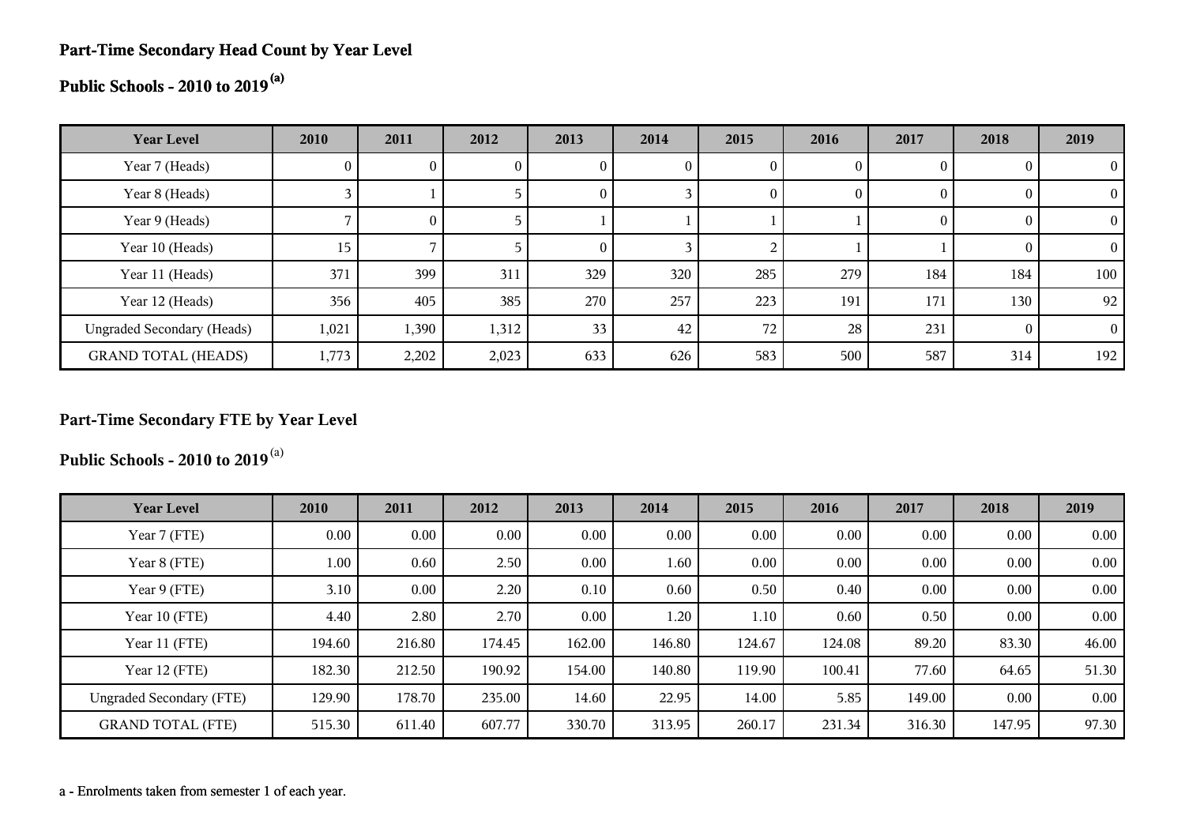## Part-Time Secondary Head Count by Year Level

## Public Schools - 2010 to 2019 [a]

| Year Level | 2010 | 2011 | 2012 | 2013 | 2014 | 2015 | 2016 | 2017 | 2018 | 2019 |
|---|---|---|---|---|---|---|---|---|---|---|
| Year 7 (Heads) | 0 | 0 | 0 | 0 | 0 | 0 | 0 | 0 | 0 | 0 |
| Year 8 (Heads) | 3 | 1 | 5 | 0 | 3 | 0 | 0 | 0 | 0 | 0 |
| Year 9 (Heads) | 7 | 0 | 5 | 1 | 1 | 1 | 1 | 0 | 0 | 0 |
| Year 10 (Heads) | 15 | 7 | 5 | 0 | 3 | 2 | 1 | 1 | 0 | 0 |
| Year 11 (Heads) | 371 | 399 | 311 | 329 | 320 | 285 | 279 | 184 | 184 | 100 |
| Year 12 (Heads) | 356 | 405 | 385 | 270 | 257 | 223 | 191 | 171 | 130 | 92 |
| Ungraded Secondary (Heads) | 1,021 | 1,390 | 1,312 | 33 | 42 | 72 | 28 | 231 | 0 | 0 |
| GRAND TOTAL (HEADS) | 1,773 | 2,202 | 2,023 | 633 | 626 | 583 | 500 | 587 | 314 | 192 |

## Part-Time Secondary FTE by Year Level

## Public Schools - 2010 to 2019 [a]

| Year Level | 2010 | 2011 | 2012 | 2013 | 2014 | 2015 | 2016 | 2017 | 2018 | 2019 |
|---|---|---|---|---|---|---|---|---|---|---|
| Year 7 (FTE) | 0.00 | 0.00 | 0.00 | 0.00 | 0.00 | 0.00 | 0.00 | 0.00 | 0.00 | 0.00 |
| Year 8 (FTE) | 1.00 | 0.60 | 2.50 | 0.00 | 1.60 | 0.00 | 0.00 | 0.00 | 0.00 | 0.00 |
| Year 9 (FTE) | 3.10 | 0.00 | 2.20 | 0.10 | 0.60 | 0.50 | 0.40 | 0.00 | 0.00 | 0.00 |
| Year 10 (FTE) | 4.40 | 2.80 | 2.70 | 0.00 | 1.20 | 1.10 | 0.60 | 0.50 | 0.00 | 0.00 |
| Year 11 (FTE) | 194.60 | 216.80 | 174.45 | 162.00 | 146.80 | 124.67 | 124.08 | 89.20 | 83.30 | 46.00 |
| Year 12 (FTE) | 182.30 | 212.50 | 190.92 | 154.00 | 140.80 | 119.90 | 100.41 | 77.60 | 64.65 | 51.30 |
| Ungraded Secondary (FTE) | 129.90 | 178.70 | 235.00 | 14.60 | 22.95 | 14.00 | 5.85 | 149.00 | 0.00 | 0.00 |
| GRAND TOTAL (FTE) | 515.30 | 611.40 | 607.77 | 330.70 | 313.95 | 260.17 | 231.34 | 316.30 | 147.95 | 97.30 |

a - Enrolments taken from semester 1 of each year.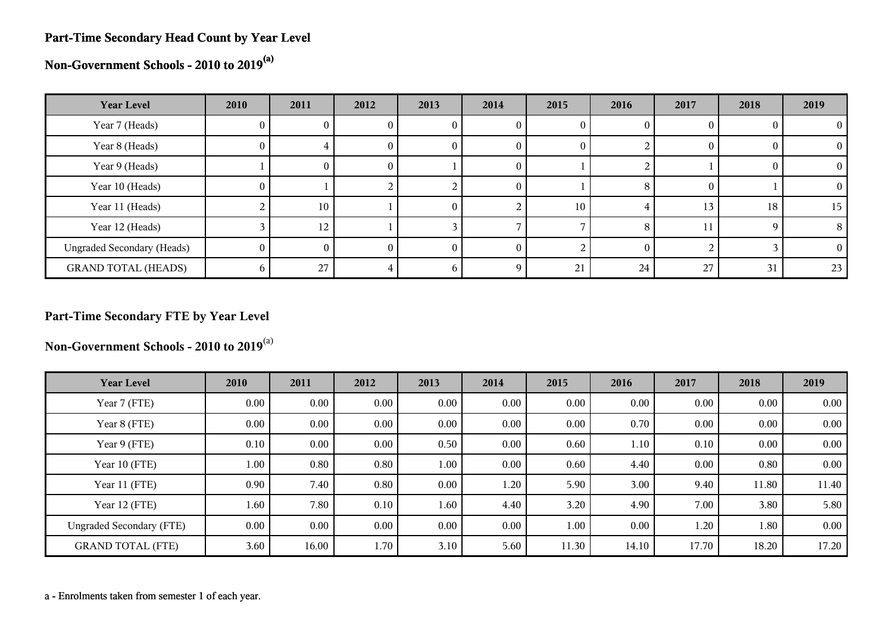## Part-Time Secondary Head Count by Year Level

## Non-Government Schools - 2010 to 2019[(a)]

| Year Level | 2010 | 2011 | 2012 | 2013 | 2014 | 2015 | 2016 | 2017 | 2018 | 2019 |
|---|---|---|---|---|---|---|---|---|---|---|
| Year 7 (Heads) | 0 | 0 | 0 | 0 | 0 | 0 | 0 | 0 | 0 | 0 |
| Year 8 (Heads) | 0 | 4 | 0 | 0 | 0 | 0 | 2 | 0 | 0 | 0 |
| Year 9 (Heads) | 1 | 0 | 0 | 1 | 0 | 1 | 2 | 1 | 0 | 0 |
| Year 10 (Heads) | 0 | 1 | 2 | 2 | 0 | 1 | 8 | 0 | 1 | 0 |
| Year 11 (Heads) | 2 | 10 | 1 | 0 | 2 | 10 | 4 | 13 | 18 | 15 |
| Year 12 (Heads) | 3 | 12 | 1 | 3 | 7 | 7 | 8 | 11 | 9 | 8 |
| Ungraded Secondary (Heads) | 0 | 0 | 0 | 0 | 0 | 2 | 0 | 2 | 3 | 0 |
| GRAND TOTAL (HEADS) | 6 | 27 | 4 | 6 | 9 | 21 | 24 | 27 | 31 | 23 |

## Part-Time Secondary FTE by Year Level

## Non-Government Schools - 2010 to 2019[(a)]

| Year Level | 2010 | 2011 | 2012 | 2013 | 2014 | 2015 | 2016 | 2017 | 2018 | 2019 |
|---|---|---|---|---|---|---|---|---|---|---|
| Year 7 (FTE) | 0.00 | 0.00 | 0.00 | 0.00 | 0.00 | 0.00 | 0.00 | 0.00 | 0.00 | 0.00 |
| Year 8 (FTE) | 0.00 | 0.00 | 0.00 | 0.00 | 0.00 | 0.00 | 0.70 | 0.00 | 0.00 | 0.00 |
| Year 9 (FTE) | 0.10 | 0.00 | 0.00 | 0.50 | 0.00 | 0.60 | 1.10 | 0.10 | 0.00 | 0.00 |
| Year 10 (FTE) | 1.00 | 0.80 | 0.80 | 1.00 | 0.00 | 0.60 | 4.40 | 0.00 | 0.80 | 0.00 |
| Year 11 (FTE) | 0.90 | 7.40 | 0.80 | 0.00 | 1.20 | 5.90 | 3.00 | 9.40 | 11.80 | 11.40 |
| Year 12 (FTE) | 1.60 | 7.80 | 0.10 | 1.60 | 4.40 | 3.20 | 4.90 | 7.00 | 3.80 | 5.80 |
| Ungraded Secondary (FTE) | 0.00 | 0.00 | 0.00 | 0.00 | 0.00 | 1.00 | 0.00 | 1.20 | 1.80 | 0.00 |
| GRAND TOTAL (FTE) | 3.60 | 16.00 | 1.70 | 3.10 | 5.60 | 11.30 | 14.10 | 17.70 | 18.20 | 17.20 |

a - Enrolments taken from semester 1 of each year.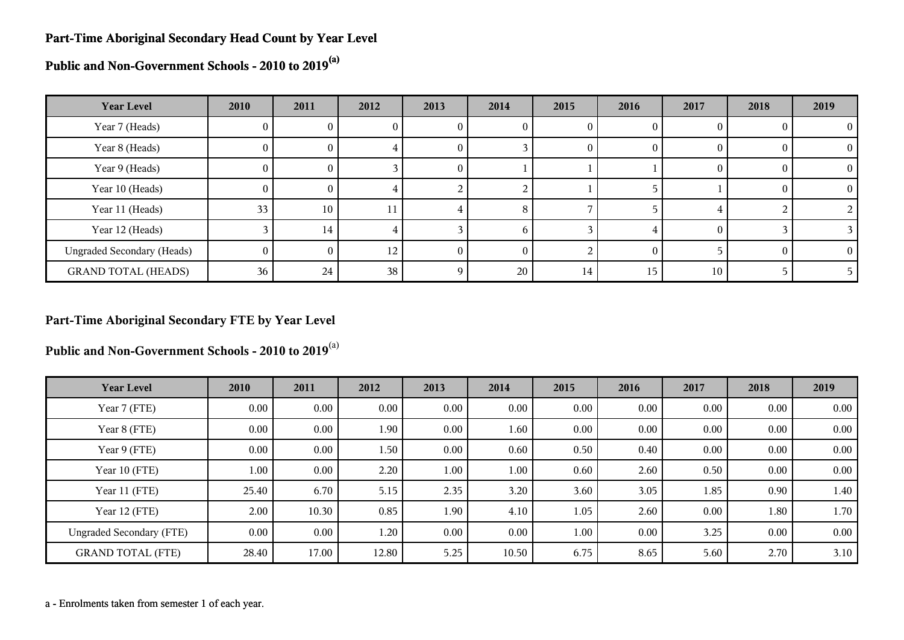## Part-Time Aboriginal Secondary Head Count by Year Level

## Public and Non-Government Schools - 2010 to 2019[(a)]

| Year Level | 2010 | 2011 | 2012 | 2013 | 2014 | 2015 | 2016 | 2017 | 2018 | 2019 |
|---|---|---|---|---|---|---|---|---|---|---|
| Year 7 (Heads) | 0 | 0 | 0 | 0 | 0 | 0 | 0 | 0 | 0 | 0 |
| Year 8 (Heads) | 0 | 0 | 4 | 0 | 3 | 0 | 0 | 0 | 0 | 0 |
| Year 9 (Heads) | 0 | 0 | 3 | 0 | 1 | 1 | 1 | 0 | 0 | 0 |
| Year 10 (Heads) | 0 | 0 | 4 | 2 | 2 | 1 | 5 | 1 | 0 | 0 |
| Year 11 (Heads) | 33 | 10 | 11 | 4 | 8 | 7 | 5 | 4 | 2 | 2 |
| Year 12 (Heads) | 3 | 14 | 4 | 3 | 6 | 3 | 4 | 0 | 3 | 3 |
| Ungraded Secondary (Heads) | 0 | 0 | 12 | 0 | 0 | 2 | 0 | 5 | 0 | 0 |
| GRAND TOTAL (HEADS) | 36 | 24 | 38 | 9 | 20 | 14 | 15 | 10 | 5 | 5 |

## Part-Time Aboriginal Secondary FTE by Year Level

## Public and Non-Government Schools - 2010 to 2019[(a)]

| Year Level | 2010 | 2011 | 2012 | 2013 | 2014 | 2015 | 2016 | 2017 | 2018 | 2019 |
|---|---|---|---|---|---|---|---|---|---|---|
| Year 7 (FTE) | 0.00 | 0.00 | 0.00 | 0.00 | 0.00 | 0.00 | 0.00 | 0.00 | 0.00 | 0.00 |
| Year 8 (FTE) | 0.00 | 0.00 | 1.90 | 0.00 | 1.60 | 0.00 | 0.00 | 0.00 | 0.00 | 0.00 |
| Year 9 (FTE) | 0.00 | 0.00 | 1.50 | 0.00 | 0.60 | 0.50 | 0.40 | 0.00 | 0.00 | 0.00 |
| Year 10 (FTE) | 1.00 | 0.00 | 2.20 | 1.00 | 1.00 | 0.60 | 2.60 | 0.50 | 0.00 | 0.00 |
| Year 11 (FTE) | 25.40 | 6.70 | 5.15 | 2.35 | 3.20 | 3.60 | 3.05 | 1.85 | 0.90 | 1.40 |
| Year 12 (FTE) | 2.00 | 10.30 | 0.85 | 1.90 | 4.10 | 1.05 | 2.60 | 0.00 | 1.80 | 1.70 |
| Ungraded Secondary (FTE) | 0.00 | 0.00 | 1.20 | 0.00 | 0.00 | 1.00 | 0.00 | 3.25 | 0.00 | 0.00 |
| GRAND TOTAL (FTE) | 28.40 | 17.00 | 12.80 | 5.25 | 10.50 | 6.75 | 8.65 | 5.60 | 2.70 | 3.10 |

a - Enrolments taken from semester 1 of each year.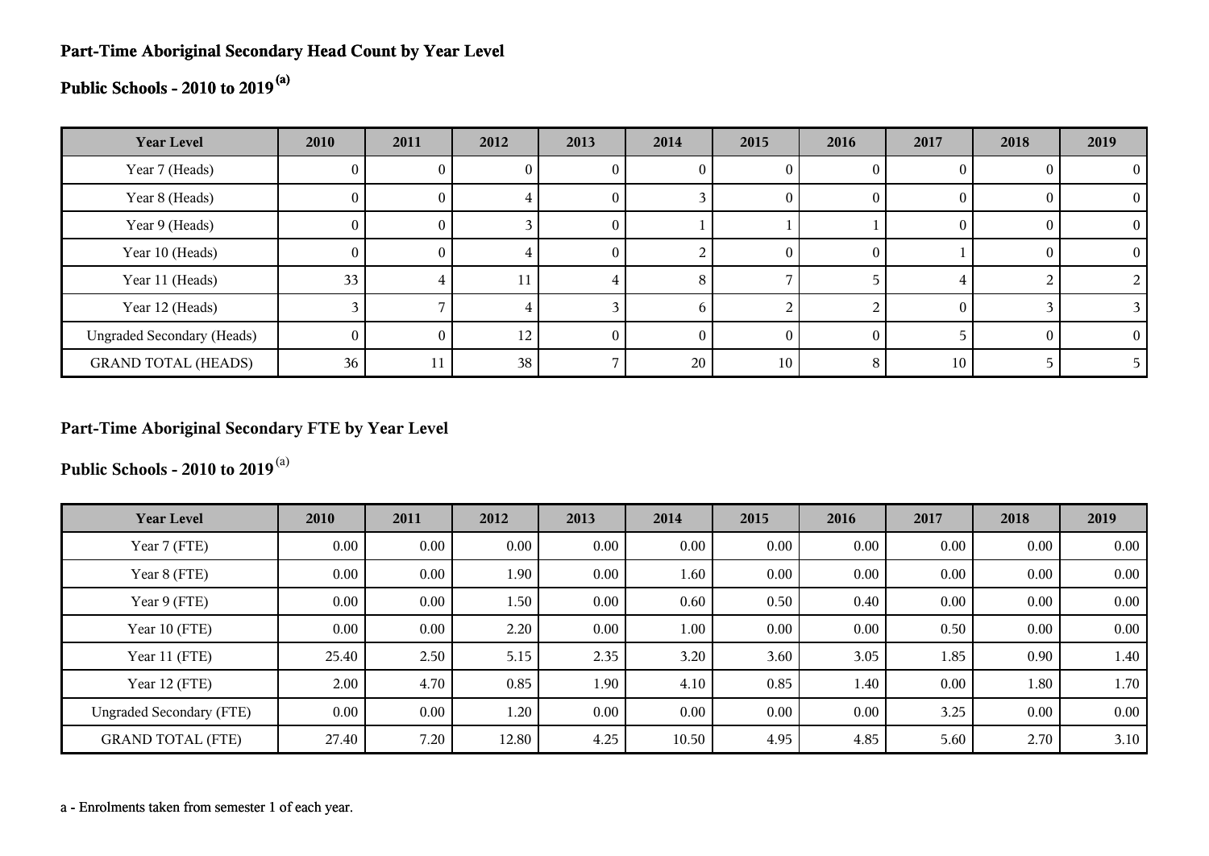**Part-Time Aboriginal Secondary Head Count by Year Level**

**Public Schools - 2010 to 2019[(a)]**

| Year Level | 2010 | 2011 | 2012 | 2013 | 2014 | 2015 | 2016 | 2017 | 2018 | 2019 |
|---|---|---|---|---|---|---|---|---|---|---|
| Year 7 (Heads) | 0 | 0 | 0 | 0 | 0 | 0 | 0 | 0 | 0 | 0 |
| Year 8 (Heads) | 0 | 0 | 4 | 0 | 3 | 0 | 0 | 0 | 0 | 0 |
| Year 9 (Heads) | 0 | 0 | 3 | 0 | 1 | 1 | 1 | 0 | 0 | 0 |
| Year 10 (Heads) | 0 | 0 | 4 | 0 | 2 | 0 | 0 | 1 | 0 | 0 |
| Year 11 (Heads) | 33 | 4 | 11 | 4 | 8 | 7 | 5 | 4 | 2 | 2 |
| Year 12 (Heads) | 3 | 7 | 4 | 3 | 6 | 2 | 2 | 0 | 3 | 3 |
| Ungraded Secondary (Heads) | 0 | 0 | 12 | 0 | 0 | 0 | 0 | 5 | 0 | 0 |
| GRAND TOTAL (HEADS) | 36 | 11 | 38 | 7 | 20 | 10 | 8 | 10 | 5 | 5 |

**Part-Time Aboriginal Secondary FTE by Year Level**

**Public Schools - 2010 to 2019[(a)]**

| Year Level | 2010 | 2011 | 2012 | 2013 | 2014 | 2015 | 2016 | 2017 | 2018 | 2019 |
|---|---|---|---|---|---|---|---|---|---|---|
| Year 7 (FTE) | 0.00 | 0.00 | 0.00 | 0.00 | 0.00 | 0.00 | 0.00 | 0.00 | 0.00 | 0.00 |
| Year 8 (FTE) | 0.00 | 0.00 | 1.90 | 0.00 | 1.60 | 0.00 | 0.00 | 0.00 | 0.00 | 0.00 |
| Year 9 (FTE) | 0.00 | 0.00 | 1.50 | 0.00 | 0.60 | 0.50 | 0.40 | 0.00 | 0.00 | 0.00 |
| Year 10 (FTE) | 0.00 | 0.00 | 2.20 | 0.00 | 1.00 | 0.00 | 0.00 | 0.50 | 0.00 | 0.00 |
| Year 11 (FTE) | 25.40 | 2.50 | 5.15 | 2.35 | 3.20 | 3.60 | 3.05 | 1.85 | 0.90 | 1.40 |
| Year 12 (FTE) | 2.00 | 4.70 | 0.85 | 1.90 | 4.10 | 0.85 | 1.40 | 0.00 | 1.80 | 1.70 |
| Ungraded Secondary (FTE) | 0.00 | 0.00 | 1.20 | 0.00 | 0.00 | 0.00 | 0.00 | 3.25 | 0.00 | 0.00 |
| GRAND TOTAL (FTE) | 27.40 | 7.20 | 12.80 | 4.25 | 10.50 | 4.95 | 4.85 | 5.60 | 2.70 | 3.10 |

a - Enrolments taken from semester 1 of each year.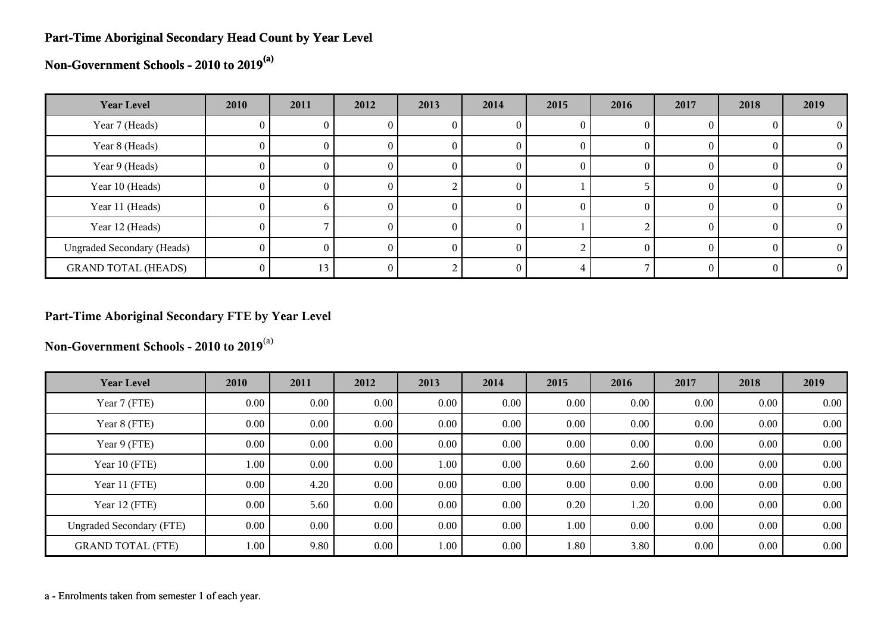## Part-Time Aboriginal Secondary Head Count by Year Level

## Non-Government Schools - 2010 to 2019[(a)]

| Year Level | 2010 | 2011 | 2012 | 2013 | 2014 | 2015 | 2016 | 2017 | 2018 | 2019 |
|---|---|---|---|---|---|---|---|---|---|---|
| Year 7 (Heads) | 0 | 0 | 0 | 0 | 0 | 0 | 0 | 0 | 0 | 0 |
| Year 8 (Heads) | 0 | 0 | 0 | 0 | 0 | 0 | 0 | 0 | 0 | 0 |
| Year 9 (Heads) | 0 | 0 | 0 | 0 | 0 | 0 | 0 | 0 | 0 | 0 |
| Year 10 (Heads) | 0 | 0 | 0 | 2 | 0 | 1 | 5 | 0 | 0 | 0 |
| Year 11 (Heads) | 0 | 6 | 0 | 0 | 0 | 0 | 0 | 0 | 0 | 0 |
| Year 12 (Heads) | 0 | 7 | 0 | 0 | 0 | 1 | 2 | 0 | 0 | 0 |
| Ungraded Secondary (Heads) | 0 | 0 | 0 | 0 | 0 | 2 | 0 | 0 | 0 | 0 |
| GRAND TOTAL (HEADS) | 0 | 13 | 0 | 2 | 0 | 4 | 7 | 0 | 0 | 0 |

## Part-Time Aboriginal Secondary FTE by Year Level

## Non-Government Schools - 2010 to 2019[(a)]

| Year Level | 2010 | 2011 | 2012 | 2013 | 2014 | 2015 | 2016 | 2017 | 2018 | 2019 |
|---|---|---|---|---|---|---|---|---|---|---|
| Year 7 (FTE) | 0.00 | 0.00 | 0.00 | 0.00 | 0.00 | 0.00 | 0.00 | 0.00 | 0.00 | 0.00 |
| Year 8 (FTE) | 0.00 | 0.00 | 0.00 | 0.00 | 0.00 | 0.00 | 0.00 | 0.00 | 0.00 | 0.00 |
| Year 9 (FTE) | 0.00 | 0.00 | 0.00 | 0.00 | 0.00 | 0.00 | 0.00 | 0.00 | 0.00 | 0.00 |
| Year 10 (FTE) | 1.00 | 0.00 | 0.00 | 1.00 | 0.00 | 0.60 | 2.60 | 0.00 | 0.00 | 0.00 |
| Year 11 (FTE) | 0.00 | 4.20 | 0.00 | 0.00 | 0.00 | 0.00 | 0.00 | 0.00 | 0.00 | 0.00 |
| Year 12 (FTE) | 0.00 | 5.60 | 0.00 | 0.00 | 0.00 | 0.20 | 1.20 | 0.00 | 0.00 | 0.00 |
| Ungraded Secondary (FTE) | 0.00 | 0.00 | 0.00 | 0.00 | 0.00 | 1.00 | 0.00 | 0.00 | 0.00 | 0.00 |
| GRAND TOTAL (FTE) | 1.00 | 9.80 | 0.00 | 1.00 | 0.00 | 1.80 | 3.80 | 0.00 | 0.00 | 0.00 |

a - Enrolments taken from semester 1 of each year.